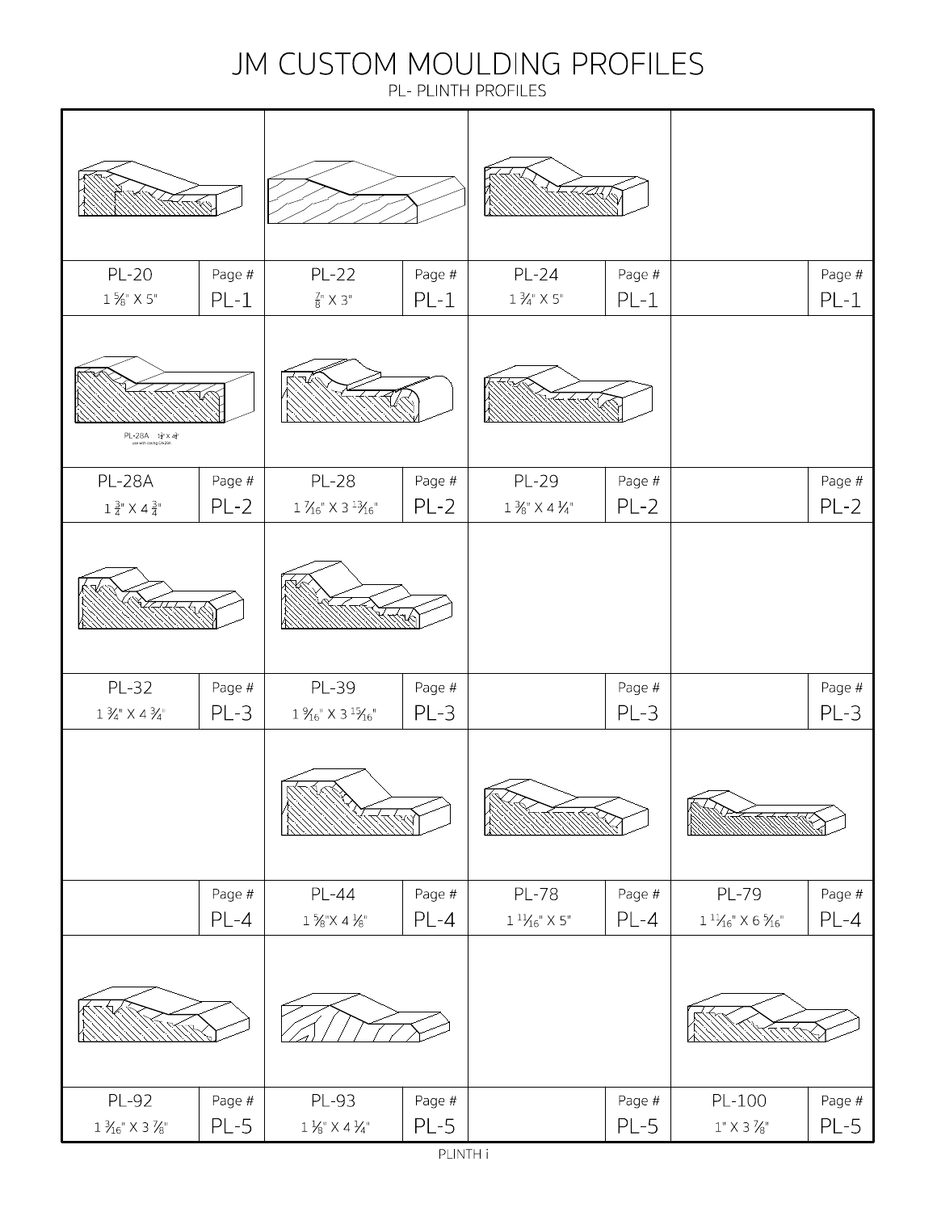# JM CUSTOM MOULDING PROFILES

PL- PLINTH PROFILES

| Profile | Page # | Profile | Page # | Profile | Page # | Profile | Page # |
|---|---|---|---|---|---|---|---|
| PL-20<br>1 5⁄8" X 5" | PL-1 | PL-22<br>7⁄8" X 3" | PL-1 | PL-24<br>1 3⁄4" X 5" | PL-1 | | PL-1 |
| PL-28A<br>1 3⁄4" X 4 3⁄4" | PL-2 | PL-28<br>1 7⁄16" X 3 13⁄16" | PL-2 | PL-29<br>1 3⁄8" X 4 1⁄4" | PL-2 | | PL-2 |
| PL-32<br>1 3⁄4" X 4 3⁄4" | PL-3 | PL-39<br>1 9⁄16" X 3 15⁄16" | PL-3 | | PL-3 | | PL-3 |
| | PL-4 | PL-44<br>1 5⁄8" X 4 1⁄8" | PL-4 | PL-78<br>1 11⁄16" X 5" | PL-4 | PL-79<br>1 11⁄16" X 6 5⁄16" | PL-4 |
| PL-92<br>1 3⁄16" X 3 7⁄8" | PL-5 | PL-93<br>1 1⁄8" X 4 1⁄4" | PL-5 | | PL-5 | PL-100<br>1" X 3 7⁄8" | PL-5 |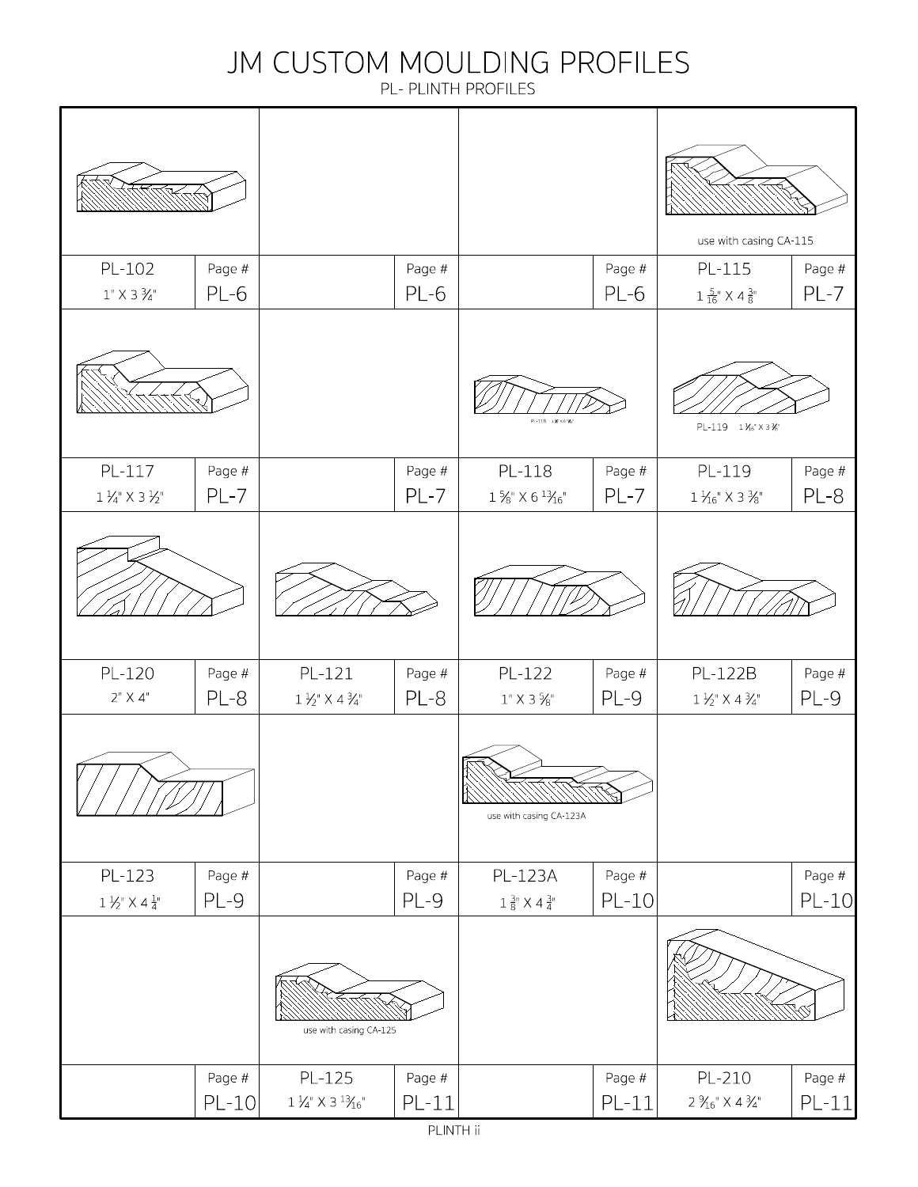# JM CUSTOM MOULDING PROFILES

PL- PLINTH PROFILES

| Profile | Page # | Profile | Page # | Profile | Page # | Profile | Page # |
|---|---|---|---|---|---|---|---|
| PL-102<br>1" X 3 ¾" | PL-6 | | PL-6 | | PL-6 | use with casing CA-115<br>PL-115<br>1 5/16" X 4 3/8" | PL-7 |
| PL-117<br>1 ¼" X 3 ½" | PL-7 | | PL-7 | PL-118<br>1 5/8" X 6 13/16" | PL-7 | PL-119<br>1 1/16" X 3 3/8" | PL-8 |
| PL-120<br>2" X 4" | PL-8 | PL-121<br>1 ½" X 4 ¾" | PL-8 | PL-122<br>1" X 3 5/8" | PL-9 | PL-122B<br>1 ½" X 4 ¾" | PL-9 |
| PL-123<br>1 ½" X 4 ¼" | PL-9 | | PL-9 | use with casing CA-123A<br>PL-123A<br>1 3/8" X 4 3/4" | PL-10 | | PL-10 |
| | PL-10 | use with casing CA-125<br>PL-125<br>1 ¼" X 3 13/16" | PL-11 | | PL-11 | PL-210<br>2 9/16" X 4 ¾" | PL-11 |

PLINTH ii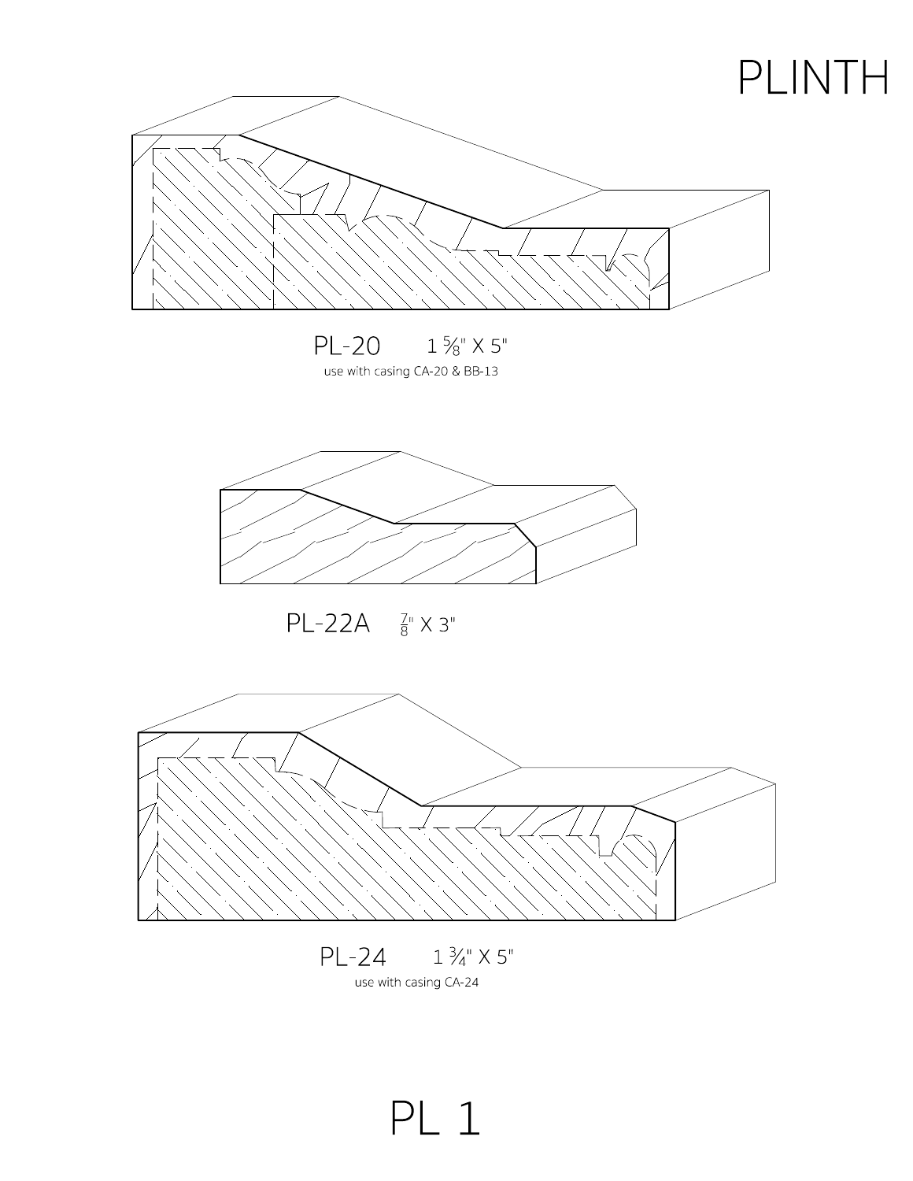# PLINTH

PL-20 1 ⅝" X 5"

use with casing CA-20 & BB-13

PL-22A ⅞" X 3"

PL-24 1 ¾" X 5"

use with casing CA-24

PL 1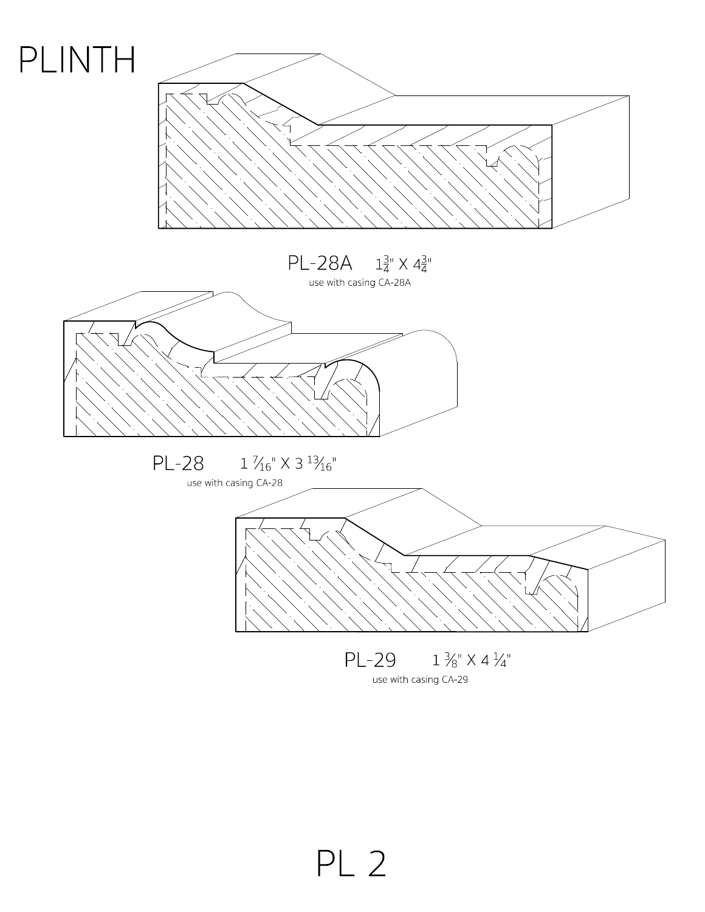# PLINTH

PL-28A $1\frac{3}{4}$" X $4\frac{3}{4}$"

use with casing CA-28A

PL-28 $1\frac{7}{16}$" X $3\frac{13}{16}$"

use with casing CA-28

PL-29 $1\frac{3}{8}$" X $4\frac{1}{4}$"

use with casing CA-29

PL 2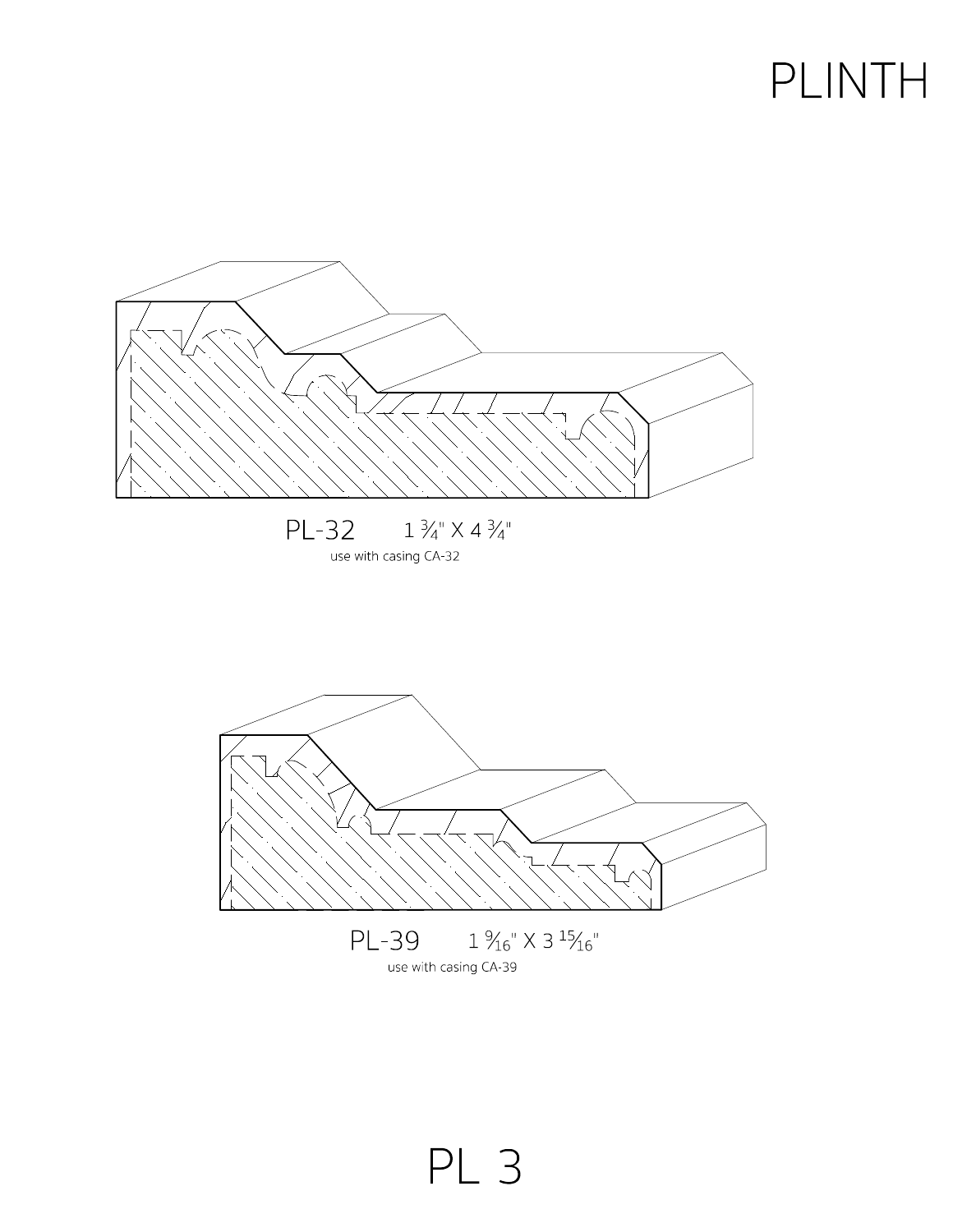# PLINTH

PL-32 1 ¾" X 4 ¾"

use with casing CA-32

PL-39 1 $\frac{9}{16}$" X 3 $\frac{15}{16}$"

use with casing CA-39

PL 3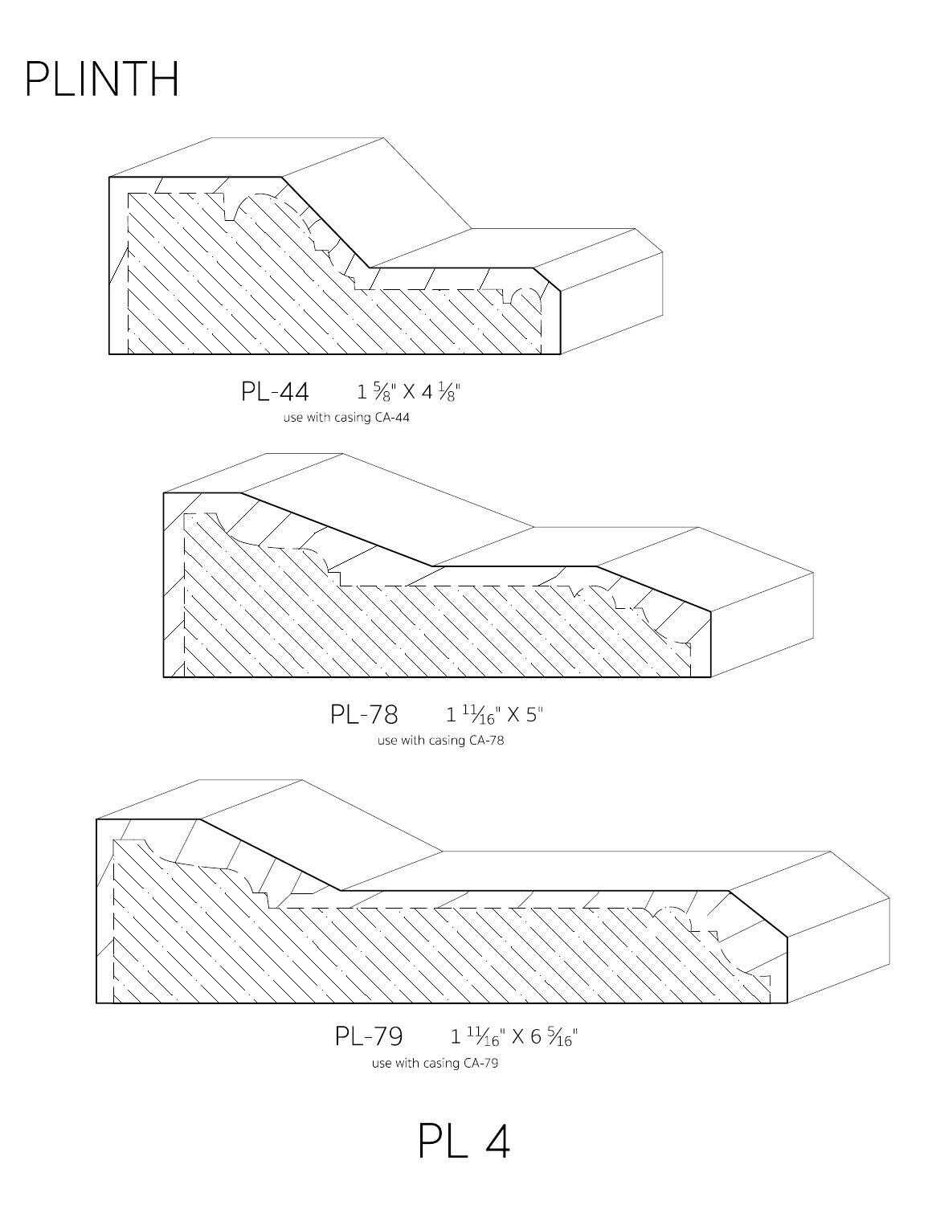# PLINTH

PL-44 $1\frac{5}{8}$" X $4\frac{1}{8}$"

use with casing CA-44

PL-78 $1\frac{11}{16}$" X 5"

use with casing CA-78

PL-79 $1\frac{11}{16}$" X $6\frac{5}{16}$"

use with casing CA-79

PL 4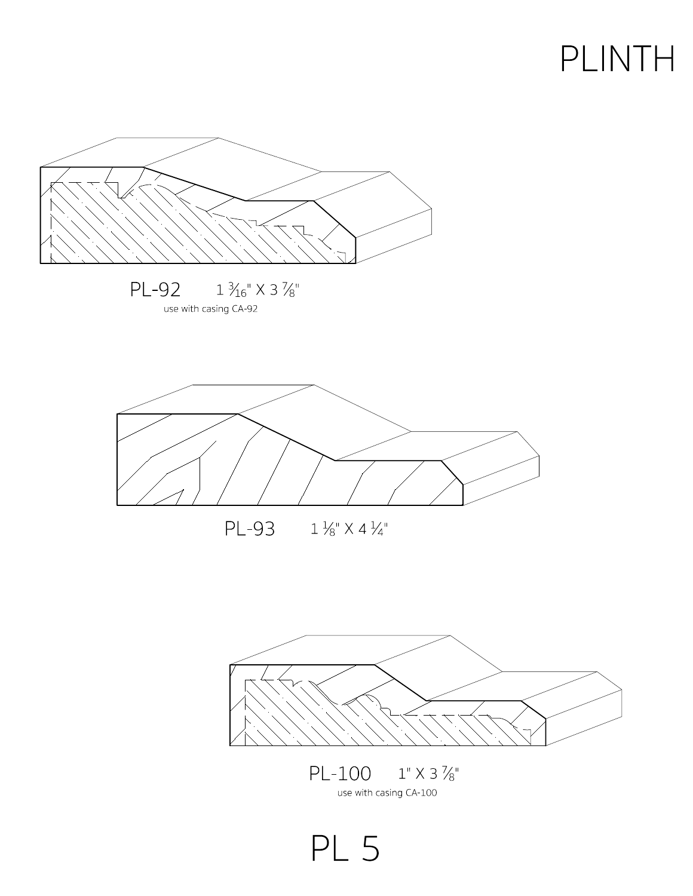# PLINTH

PL-92 1 3⁄16" X 3 7⁄8"

use with casing CA-92

PL-93 1 1⁄8" X 4 1⁄4"

PL-100 1" X 3 7⁄8"

use with casing CA-100

PL 5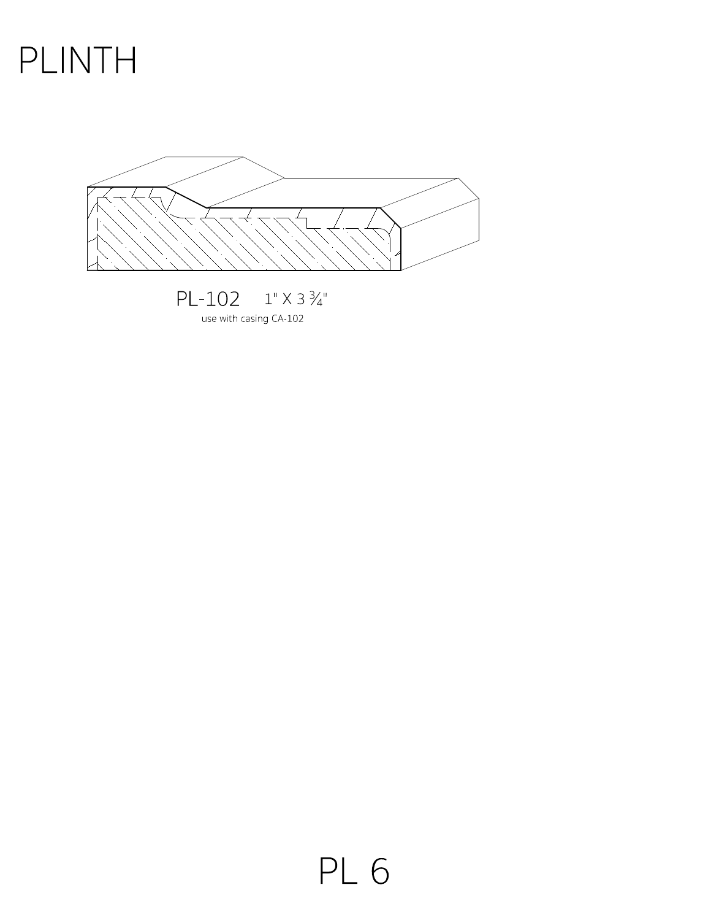# PLINTH

PL-102 1" X 3 ¾"

use with casing CA-102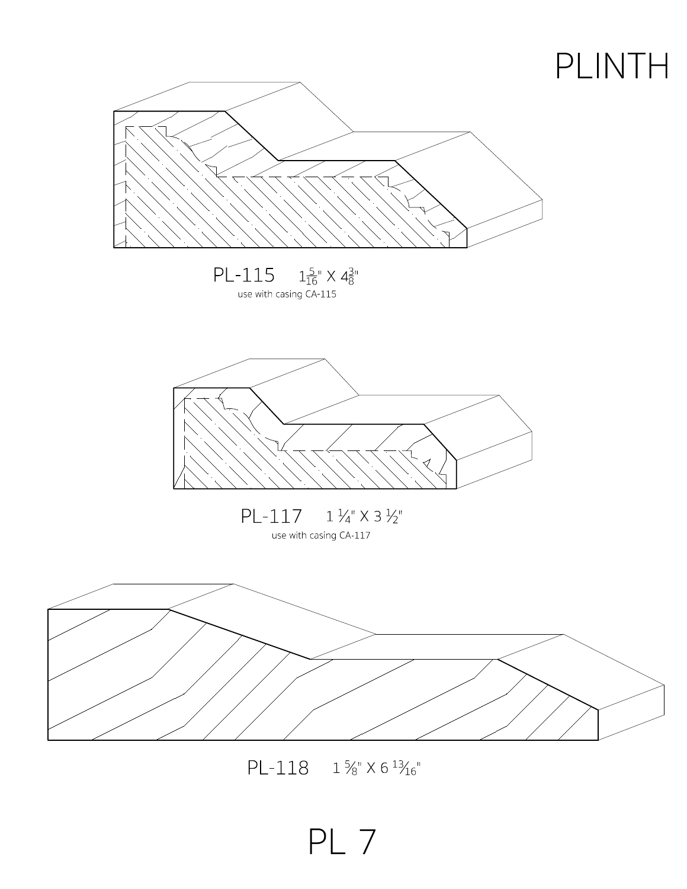# PLINTH

PL-115 $1\frac{5}{16}$" X $4\frac{3}{8}$"

use with casing CA-115

PL-117 1 ¼" X 3 ½"

use with casing CA-117

PL-118 1 ⅝" X 6 $^{13}/_{16}$"

PL 7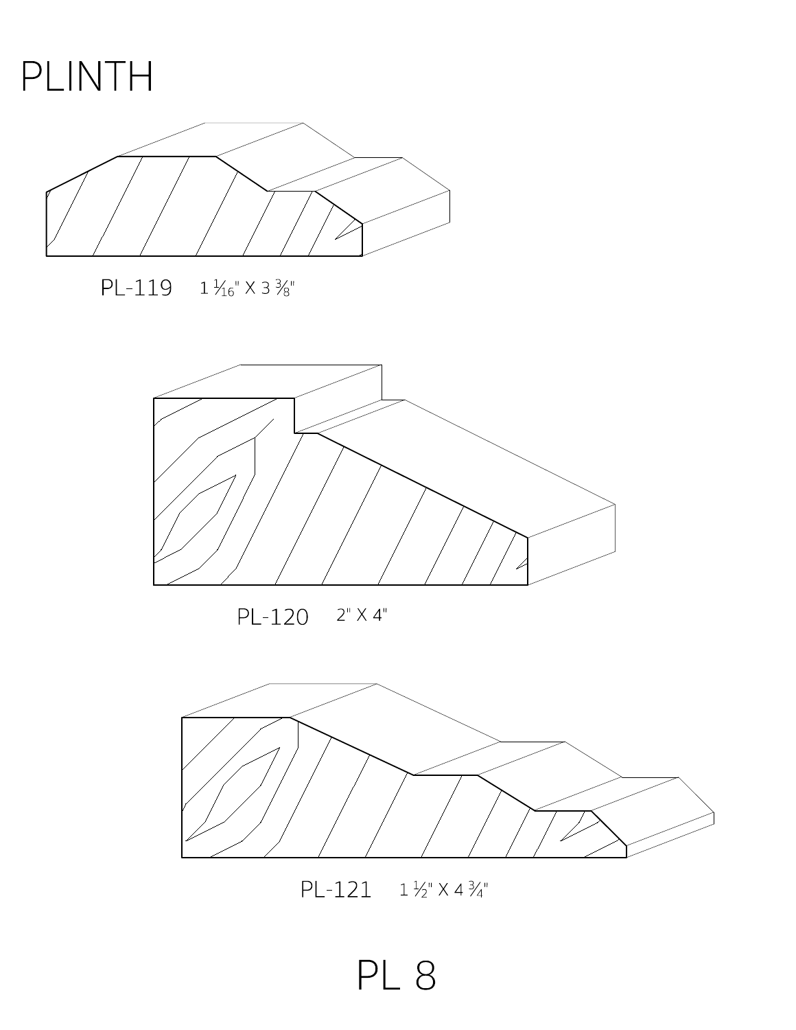# PLINTH

PL-119 1 1⁄16" X 3 3⁄8"

PL-120 2" X 4"

PL-121 1 1⁄2" X 4 3⁄4"

PL 8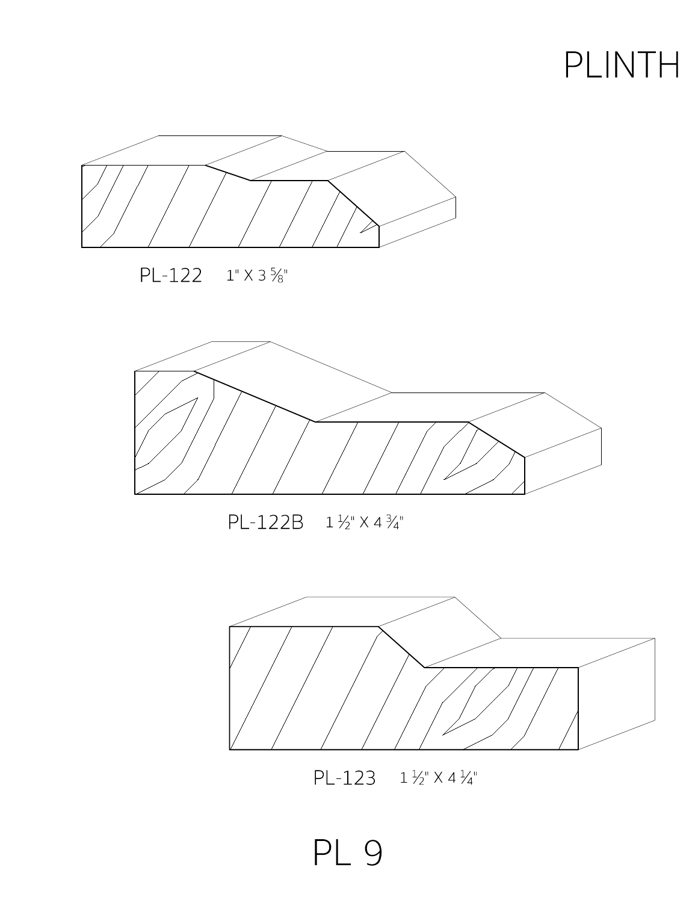# PLINTH

PL-122 1" X 3 ⅝"

PL-122B 1 ½" X 4 ¾"

PL-123 1 ½" X 4 ¼"

PL 9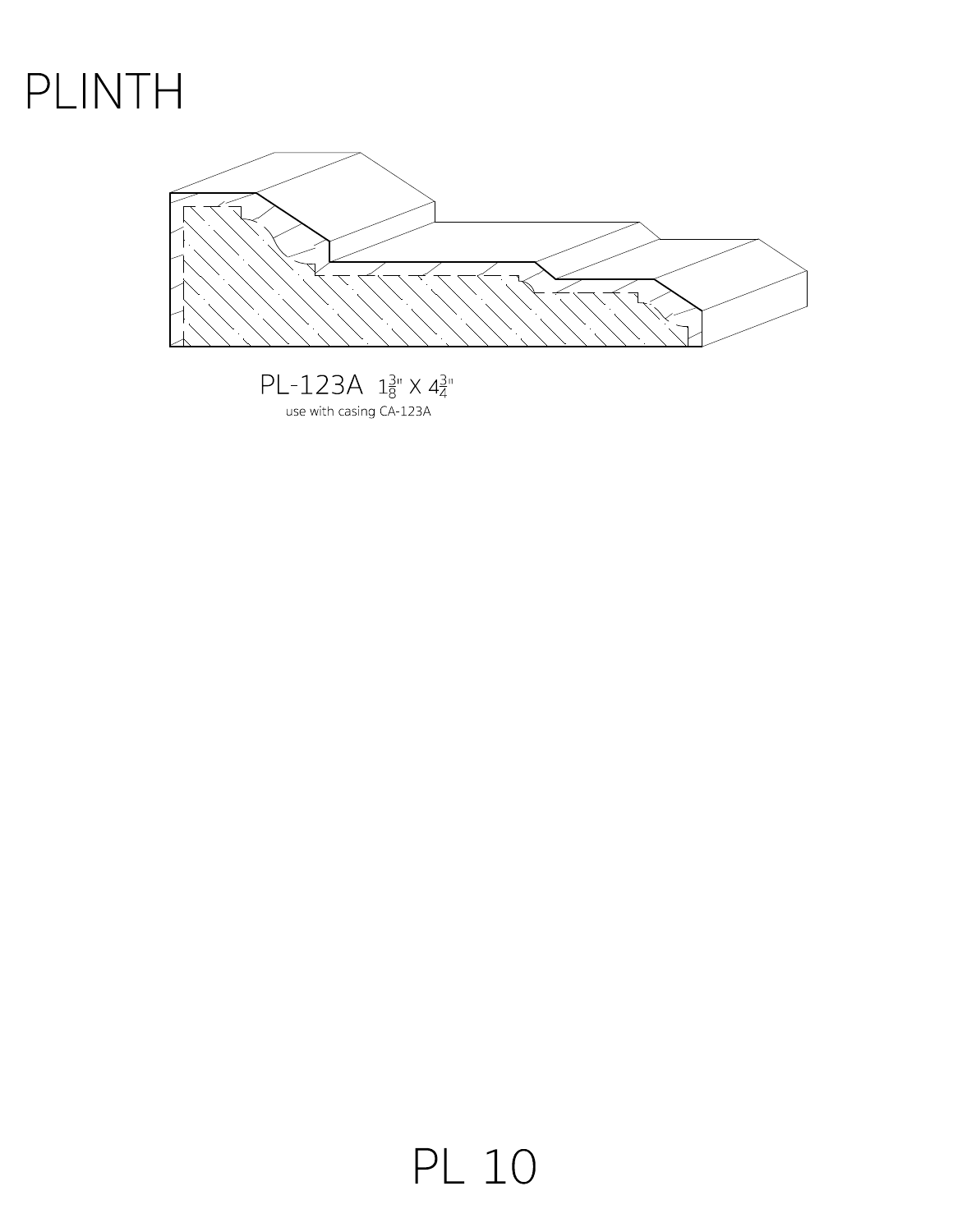# PLINTH

PL-123A $1\frac{3}{8}$" X $4\frac{3}{4}$"

use with casing CA-123A

PL 10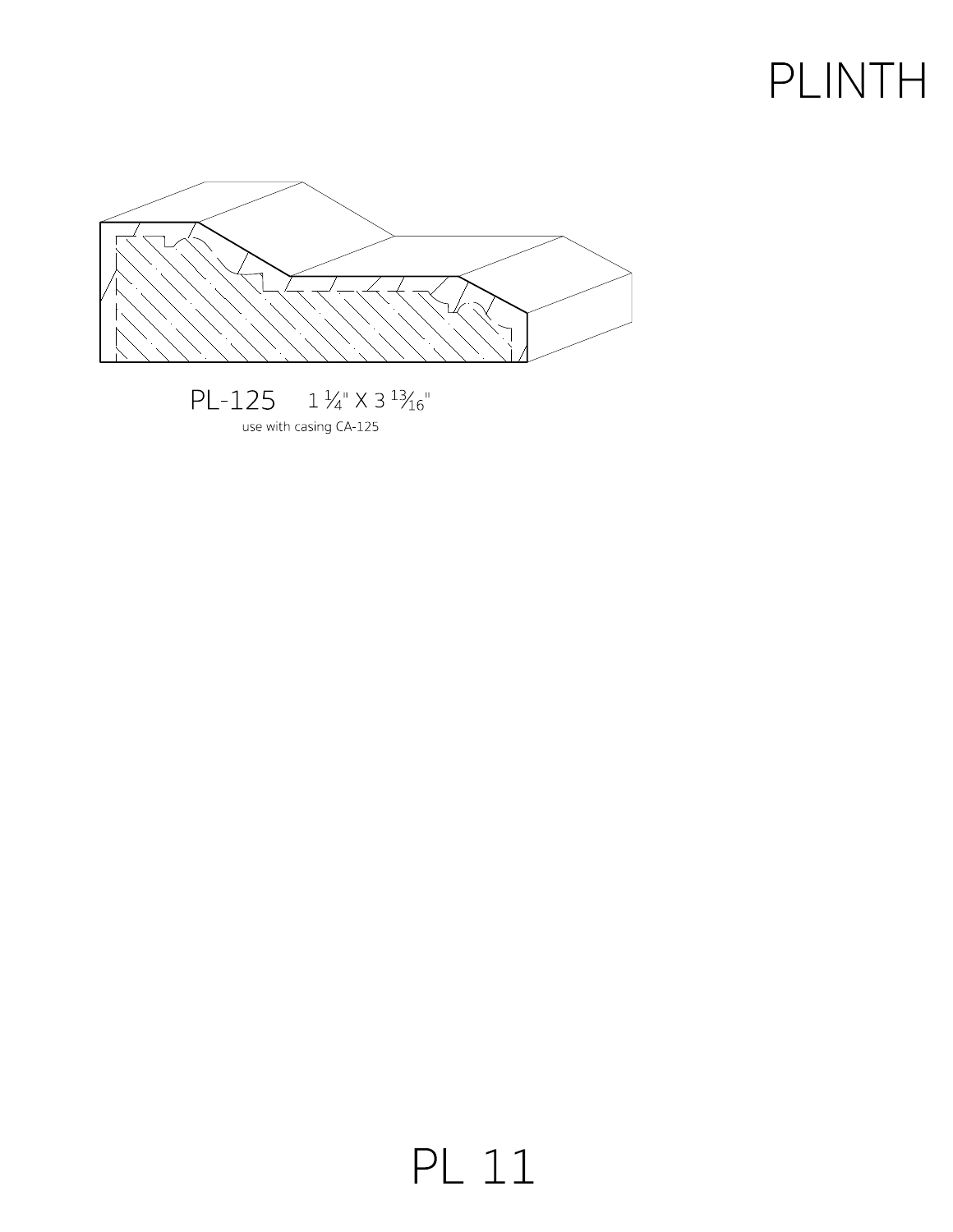# PLINTH

PL-125 1 ¼" X 3 13⁄16"

use with casing CA-125

PL 11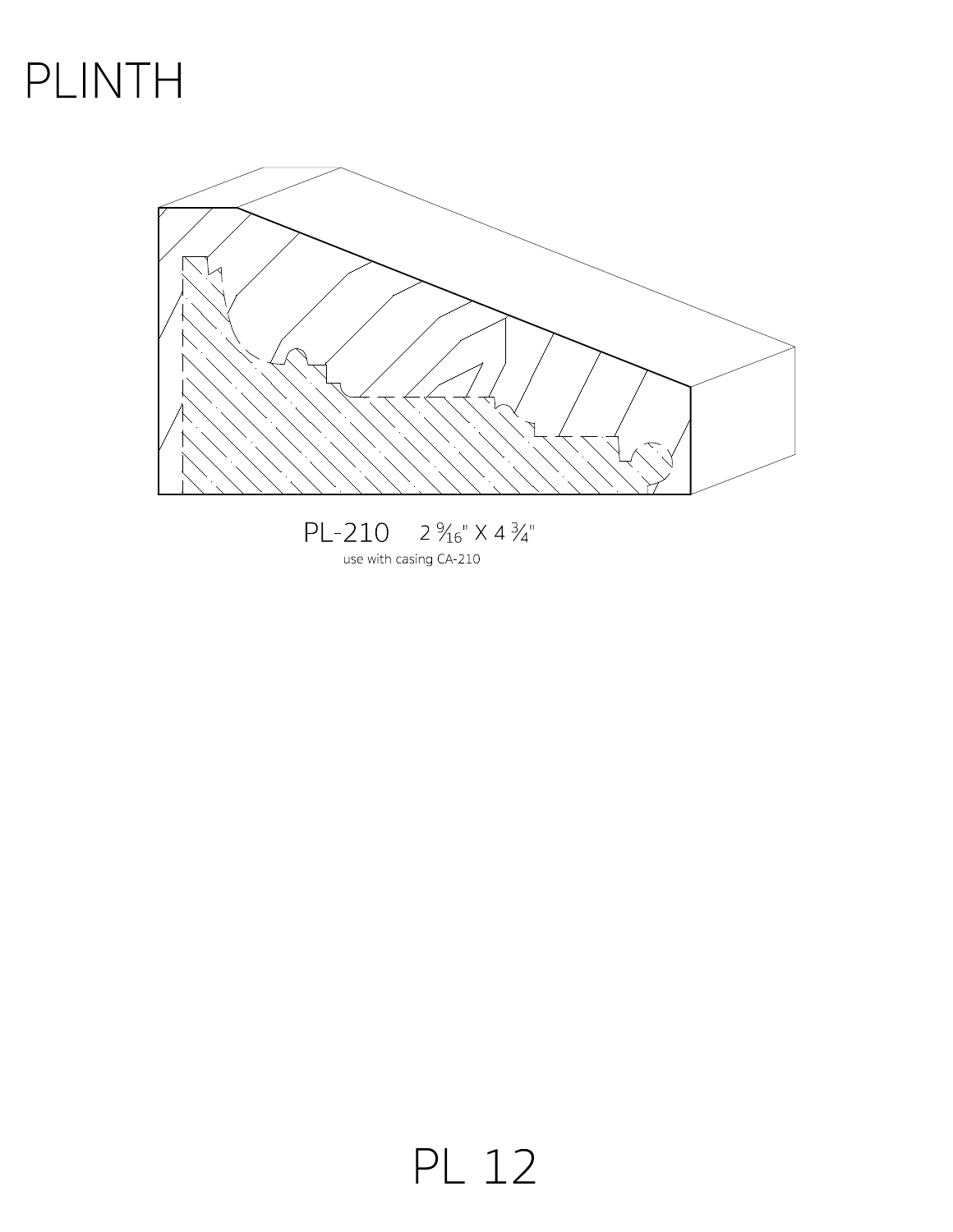# PLINTH

PL-210 2 $\frac{9}{16}$" X 4 $\frac{3}{4}$"

use with casing CA-210

PL 12